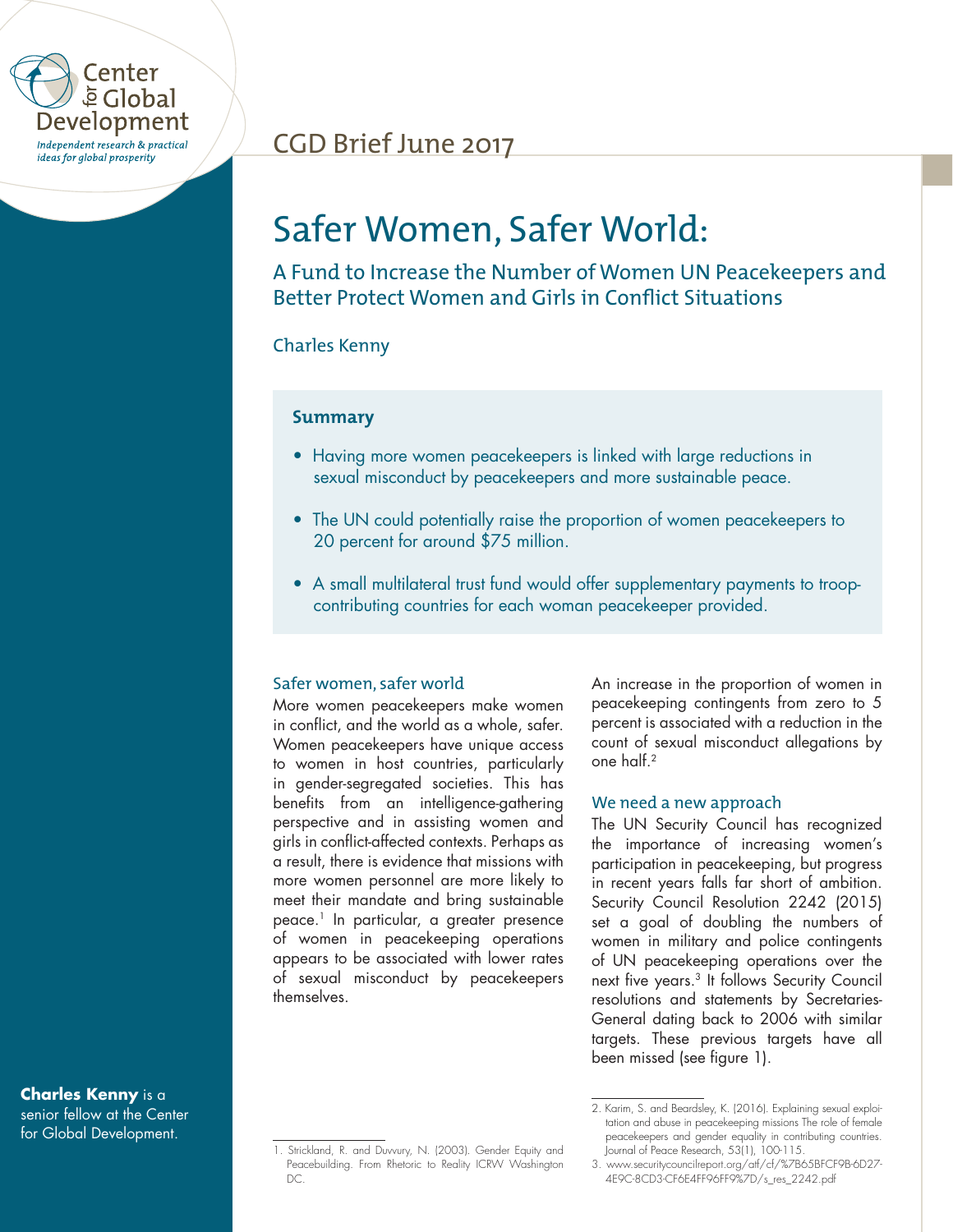Center for Global Development

*Independent research & practical ideas for global prosperity*

CGD Brief June 2017

# Safer Women, Safer World:

## A Fund to Increase the Number of Women UN Peacekeepers and Better Protect Women and Girls in Conflict Situations

Charles Kenny

### Summary

- Having more women peacekeepers is linked with large reductions in sexual misconduct by peacekeepers and more sustainable peace.
- The UN could potentially raise the proportion of women peacekeepers to 20 percent for around $75 million.
- A small multilateral trust fund would offer supplementary payments to troop-contributing countries for each woman peacekeeper provided.

### Safer women, safer world

More women peacekeepers make women in conflict, and the world as a whole, safer. Women peacekeepers have unique access to women in host countries, particularly in gender-segregated societies. This has benefits from an intelligence-gathering perspective and in assisting women and girls in conflict-affected contexts. Perhaps as a result, there is evidence that missions with more women personnel are more likely to meet their mandate and bring sustainable peace.[1] In particular, a greater presence of women in peacekeeping operations appears to be associated with lower rates of sexual misconduct by peacekeepers themselves.

An increase in the proportion of women in peacekeeping contingents from zero to 5 percent is associated with a reduction in the count of sexual misconduct allegations by one half.[2]

### We need a new approach

The UN Security Council has recognized the importance of increasing women's participation in peacekeeping, but progress in recent years falls far short of ambition. Security Council Resolution 2242 (2015) set a goal of doubling the numbers of women in military and police contingents of UN peacekeeping operations over the next five years.[3] It follows Security Council resolutions and statements by Secretaries-General dating back to 2006 with similar targets. These previous targets have all been missed (see figure 1).

**Charles Kenny** is a senior fellow at the Center for Global Development.

1. Strickland, R. and Duvvury, N. (2003). Gender Equity and Peacebuilding. From Rhetoric to Reality ICRW Washington DC.

2. Karim, S. and Beardsley, K. (2016). Explaining sexual exploitation and abuse in peacekeeping missions The role of female peacekeepers and gender equality in contributing countries. Journal of Peace Research, 53(1), 100-115.

3. www.securitycouncilreport.org/atf/cf/%7B65BFCF9B-6D27-4E9C-8CD3-CF6E4FF96FF9%7D/s_res_2242.pdf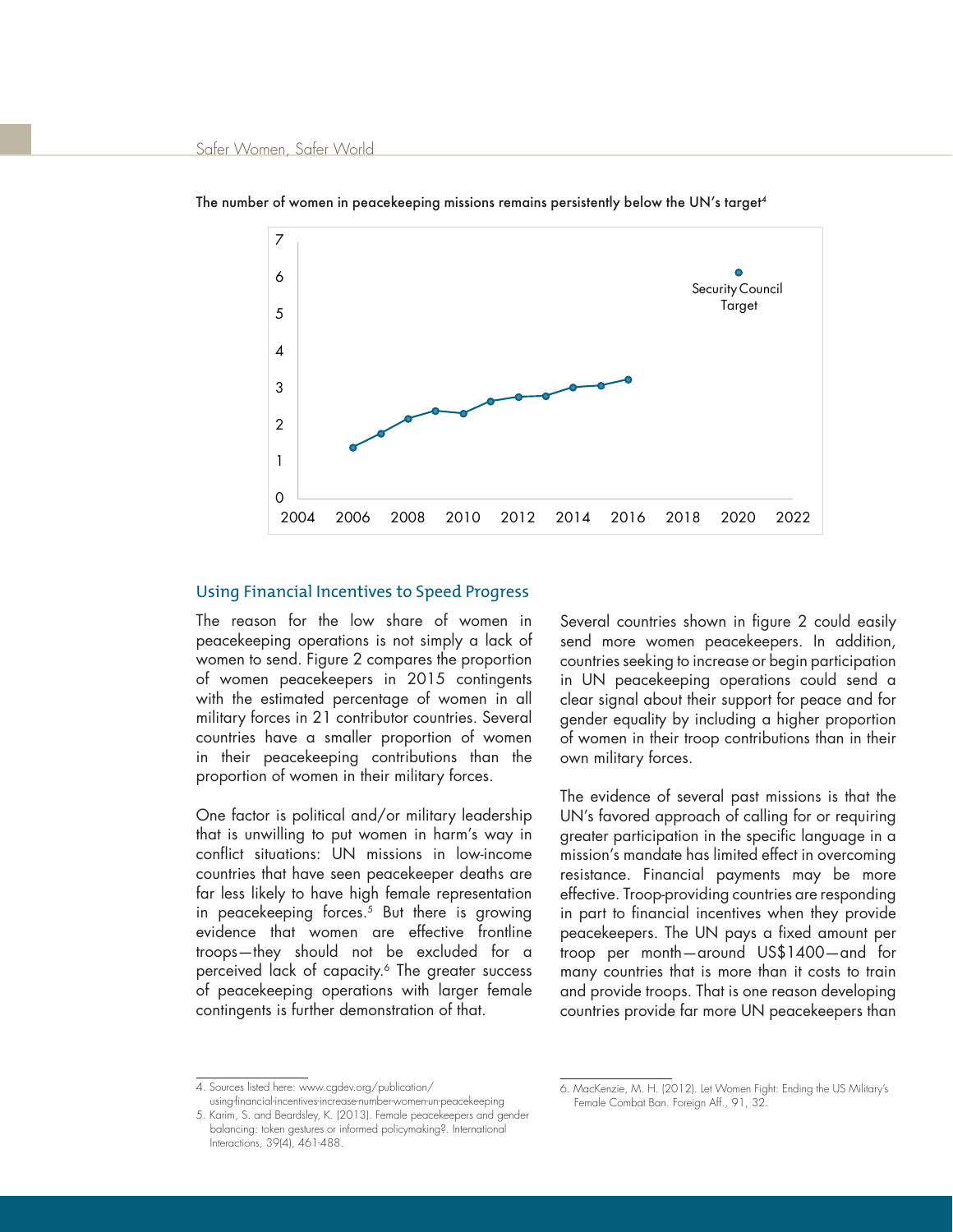The number of women in peacekeeping missions remains persistently below the UN's target[4]

## Using Financial Incentives to Speed Progress

The reason for the low share of women in peacekeeping operations is not simply a lack of women to send. Figure 2 compares the proportion of women peacekeepers in 2015 contingents with the estimated percentage of women in all military forces in 21 contributor countries. Several countries have a smaller proportion of women in their peacekeeping contributions than the proportion of women in their military forces.

One factor is political and/or military leadership that is unwilling to put women in harm's way in conflict situations: UN missions in low-income countries that have seen peacekeeper deaths are far less likely to have high female representation in peacekeeping forces.[5] But there is growing evidence that women are effective frontline troops—they should not be excluded for a perceived lack of capacity.[6] The greater success of peacekeeping operations with larger female contingents is further demonstration of that.

Several countries shown in figure 2 could easily send more women peacekeepers. In addition, countries seeking to increase or begin participation in UN peacekeeping operations could send a clear signal about their support for peace and for gender equality by including a higher proportion of women in their troop contributions than in their own military forces.

The evidence of several past missions is that the UN's favored approach of calling for or requiring greater participation in the specific language in a mission's mandate has limited effect in overcoming resistance. Financial payments may be more effective. Troop-providing countries are responding in part to financial incentives when they provide peacekeepers. The UN pays a fixed amount per troop per month—around US$1400—and for many countries that is more than it costs to train and provide troops. That is one reason developing countries provide far more UN peacekeepers than

---

4. Sources listed here: www.cgdev.org/publication/using-financial-incentives-increase-number-women-un-peacekeeping
5. Karim, S. and Beardsley, K. (2013). Female peacekeepers and gender balancing: token gestures or informed policymaking?. International Interactions, 39(4), 461-488.
6. MacKenzie, M. H. (2012). Let Women Fight: Ending the US Military's Female Combat Ban. Foreign Aff., 91, 32.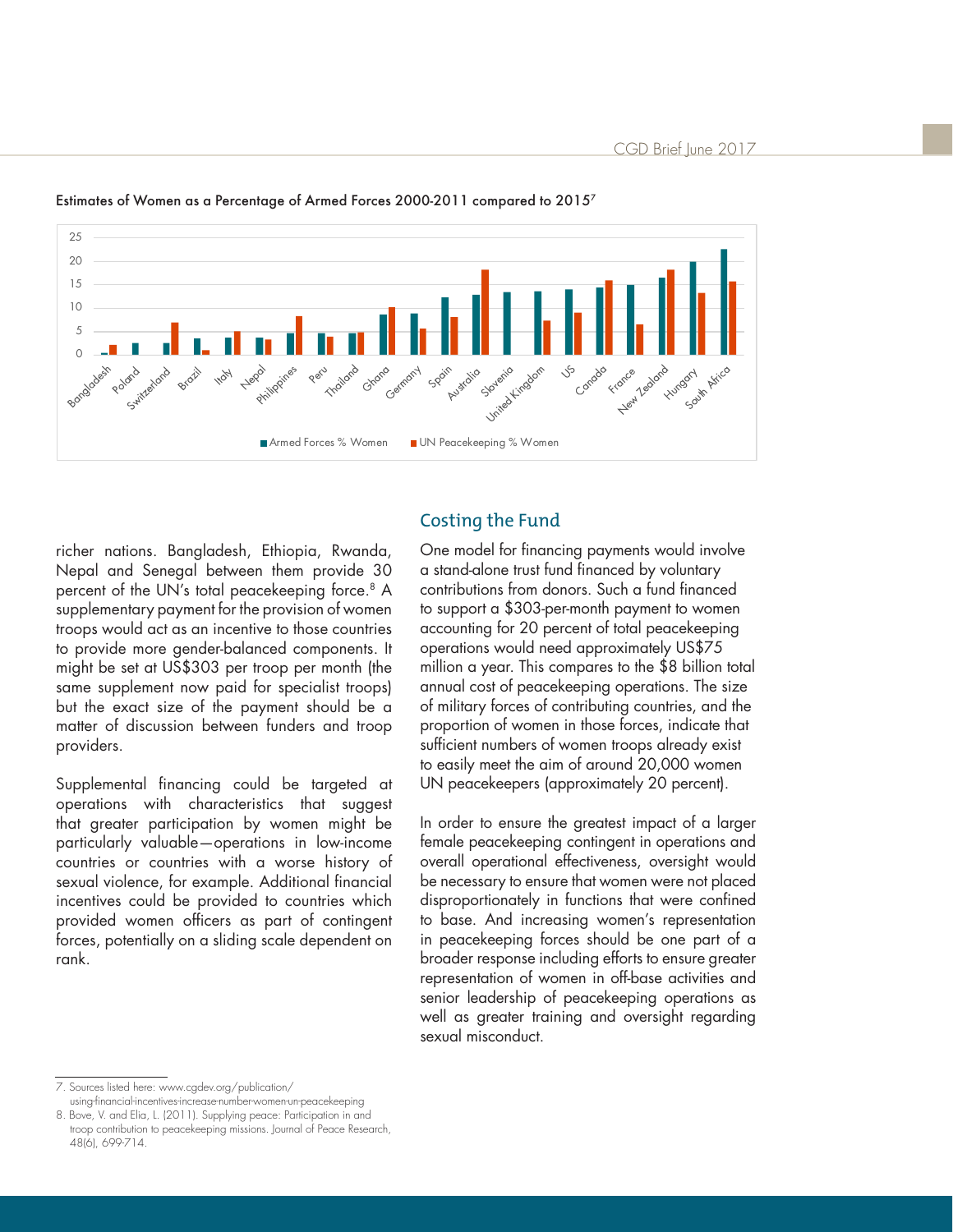Estimates of Women as a Percentage of Armed Forces 2000-2011 compared to 2015[7]

richer nations. Bangladesh, Ethiopia, Rwanda, Nepal and Senegal between them provide 30 percent of the UN's total peacekeeping force.[8] A supplementary payment for the provision of women troops would act as an incentive to those countries to provide more gender-balanced components. It might be set at US$303 per troop per month (the same supplement now paid for specialist troops) but the exact size of the payment should be a matter of discussion between funders and troop providers.

Supplemental financing could be targeted at operations with characteristics that suggest that greater participation by women might be particularly valuable—operations in low-income countries or countries with a worse history of sexual violence, for example. Additional financial incentives could be provided to countries which provided women officers as part of contingent forces, potentially on a sliding scale dependent on rank.

## Costing the Fund

One model for financing payments would involve a stand-alone trust fund financed by voluntary contributions from donors. Such a fund financed to support a $303-per-month payment to women accounting for 20 percent of total peacekeeping operations would need approximately US$75 million a year. This compares to the $8 billion total annual cost of peacekeeping operations. The size of military forces of contributing countries, and the proportion of women in those forces, indicate that sufficient numbers of women troops already exist to easily meet the aim of around 20,000 women UN peacekeepers (approximately 20 percent).

In order to ensure the greatest impact of a larger female peacekeeping contingent in operations and overall operational effectiveness, oversight would be necessary to ensure that women were not placed disproportionately in functions that were confined to base. And increasing women's representation in peacekeeping forces should be one part of a broader response including efforts to ensure greater representation of women in off-base activities and senior leadership of peacekeeping operations as well as greater training and oversight regarding sexual misconduct.

7. Sources listed here: www.cgdev.org/publication/using-financial-incentives-increase-number-women-un-peacekeeping

8. Bove, V. and Elia, L. (2011). Supplying peace: Participation in and troop contribution to peacekeeping missions. Journal of Peace Research, 48(6), 699-714.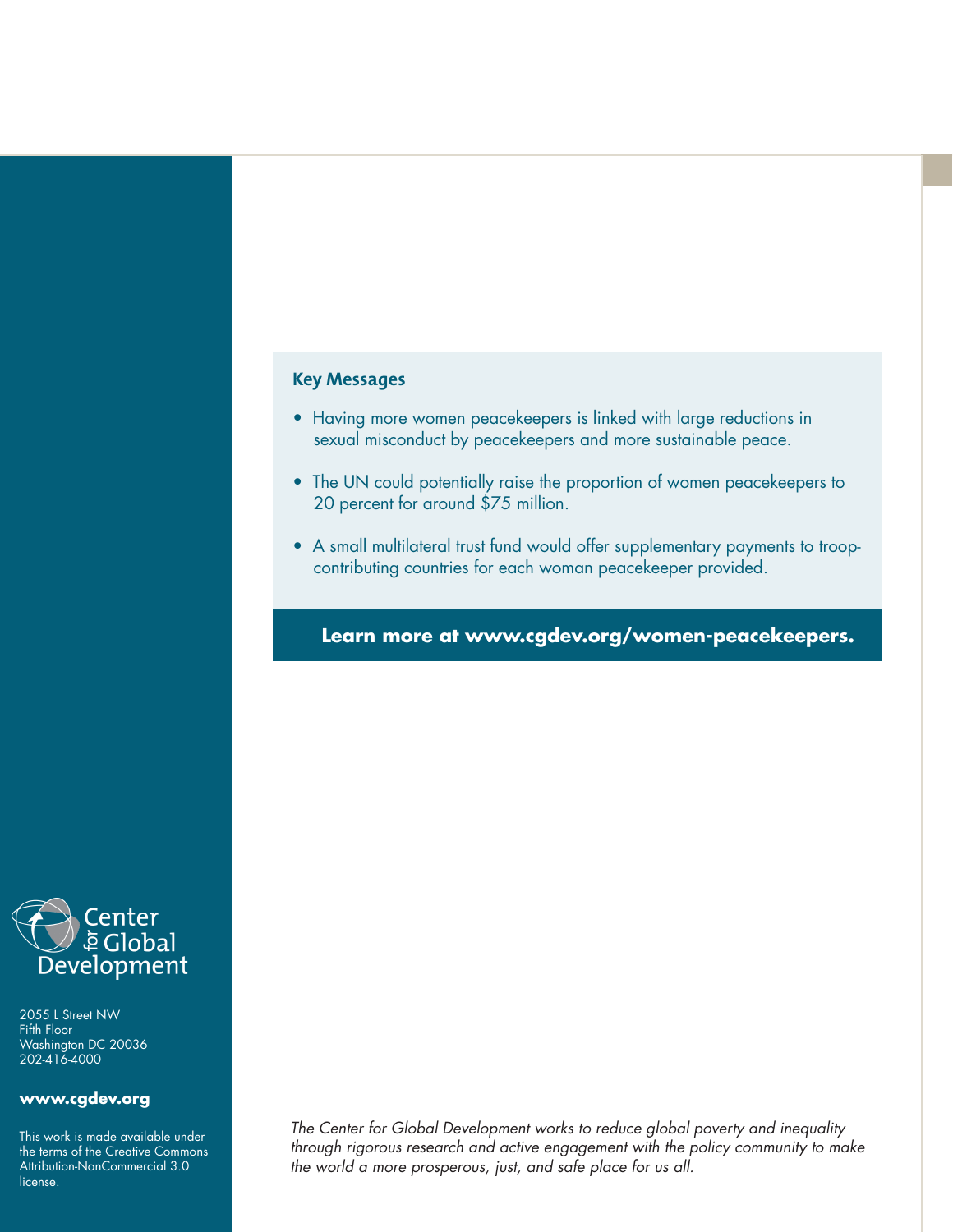## Key Messages

- Having more women peacekeepers is linked with large reductions in sexual misconduct by peacekeepers and more sustainable peace.
- The UN could potentially raise the proportion of women peacekeepers to 20 percent for around $75 million.
- A small multilateral trust fund would offer supplementary payments to troop-contributing countries for each woman peacekeeper provided.

**Learn more at www.cgdev.org/women-peacekeepers.**

Center for Global Development

2055 L Street NW
Fifth Floor
Washington DC 20036
202-416-4000

**www.cgdev.org**

This work is made available under the terms of the Creative Commons Attribution-NonCommercial 3.0 license.

*The Center for Global Development works to reduce global poverty and inequality through rigorous research and active engagement with the policy community to make the world a more prosperous, just, and safe place for us all.*